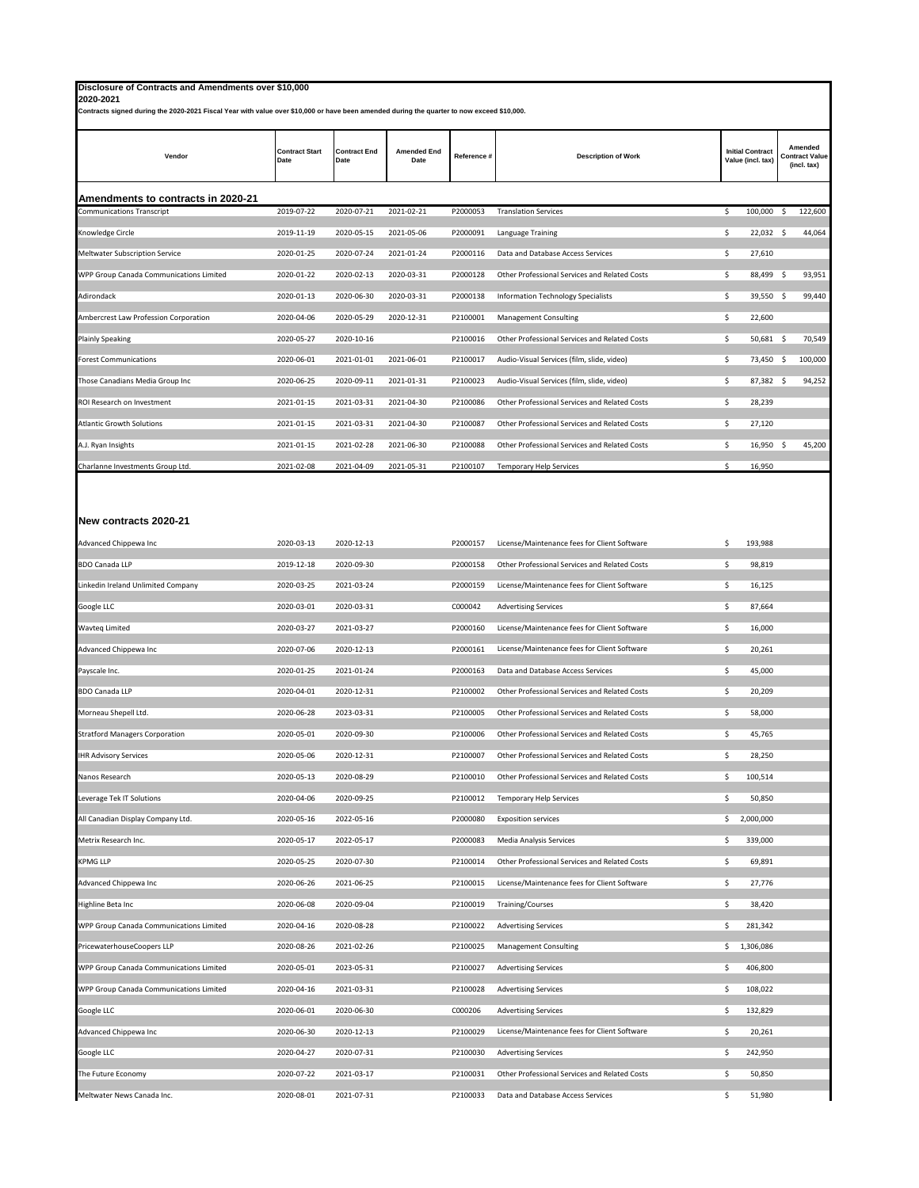# Disclosure of Contracts and Amendments over $10,000

**2020-2021**

**Contracts signed during the 2020-2021 Fiscal Year with value over $10,000 or have been amended during the quarter to now exceed $10,000.**

| Vendor | Contract Start Date | Contract End Date | Amended End Date | Reference # | Description of Work | Initial Contract Value (incl. tax) | Amended Contract Value (incl. tax) |
|---|---|---|---|---|---|---|---|
| **Amendments to contracts in 2020-21** | | | | | | | |
| Communications Transcript | 2019-07-22 | 2020-07-21 | 2021-02-21 | P2000053 | Translation Services | $ 100,000 | $ 122,600 |
| Knowledge Circle | 2019-11-19 | 2020-05-15 | 2021-05-06 | P2000091 | Language Training | $ 22,032 | $ 44,064 |
| Meltwater Subscription Service | 2020-01-25 | 2020-07-24 | 2021-01-24 | P2000116 | Data and Database Access Services | $ 27,610 | |
| WPP Group Canada Communications Limited | 2020-01-22 | 2020-02-13 | 2020-03-31 | P2000128 | Other Professional Services and Related Costs | $ 88,499 | $ 93,951 |
| Adirondack | 2020-01-13 | 2020-06-30 | 2020-03-31 | P2000138 | Information Technology Specialists | $ 39,550 | $ 99,440 |
| Ambercrest Law Profession Corporation | 2020-04-06 | 2020-05-29 | 2020-12-31 | P2100001 | Management Consulting | $ 22,600 | |
| Plainly Speaking | 2020-05-27 | 2020-10-16 | | P2100016 | Other Professional Services and Related Costs | $ 50,681 | $ 70,549 |
| Forest Communications | 2020-06-01 | 2021-01-01 | 2021-06-01 | P2100017 | Audio-Visual Services (film, slide, video) | $ 73,450 | $ 100,000 |
| Those Canadians Media Group Inc | 2020-06-25 | 2020-09-11 | 2021-01-31 | P2100023 | Audio-Visual Services (film, slide, video) | $ 87,382 | $ 94,252 |
| ROI Research on Investment | 2021-01-15 | 2021-03-31 | 2021-04-30 | P2100086 | Other Professional Services and Related Costs | $ 28,239 | |
| Atlantic Growth Solutions | 2021-01-15 | 2021-03-31 | 2021-04-30 | P2100087 | Other Professional Services and Related Costs | $ 27,120 | |
| A.J. Ryan Insights | 2021-01-15 | 2021-02-28 | 2021-06-30 | P2100088 | Other Professional Services and Related Costs | $ 16,950 | $ 45,200 |
| Charlanne Investments Group Ltd. | 2021-02-08 | 2021-04-09 | 2021-05-31 | P2100107 | Temporary Help Services | $ 16,950 | |
| **New contracts 2020-21** | | | | | | | |
| Advanced Chippewa Inc | 2020-03-13 | 2020-12-13 | | P2000157 | License/Maintenance fees for Client Software | $ 193,988 | |
| BDO Canada LLP | 2019-12-18 | 2020-09-30 | | P2000158 | Other Professional Services and Related Costs | $ 98,819 | |
| Linkedin Ireland Unlimited Company | 2020-03-25 | 2021-03-24 | | P2000159 | License/Maintenance fees for Client Software | $ 16,125 | |
| Google LLC | 2020-03-01 | 2020-03-31 | | C000042 | Advertising Services | $ 87,664 | |
| Wavteq Limited | 2020-03-27 | 2021-03-27 | | P2000160 | License/Maintenance fees for Client Software | $ 16,000 | |
| Advanced Chippewa Inc | 2020-07-06 | 2020-12-13 | | P2000161 | License/Maintenance fees for Client Software | $ 20,261 | |
| Payscale Inc. | 2020-01-25 | 2021-01-24 | | P2000163 | Data and Database Access Services | $ 45,000 | |
| BDO Canada LLP | 2020-04-01 | 2020-12-31 | | P2100002 | Other Professional Services and Related Costs | $ 20,209 | |
| Morneau Shepell Ltd. | 2020-06-28 | 2023-03-31 | | P2100005 | Other Professional Services and Related Costs | $ 58,000 | |
| Stratford Managers Corporation | 2020-05-01 | 2020-09-30 | | P2100006 | Other Professional Services and Related Costs | $ 45,765 | |
| IHR Advisory Services | 2020-05-06 | 2020-12-31 | | P2100007 | Other Professional Services and Related Costs | $ 28,250 | |
| Nanos Research | 2020-05-13 | 2020-08-29 | | P2100010 | Other Professional Services and Related Costs | $ 100,514 | |
| Leverage Tek IT Solutions | 2020-04-06 | 2020-09-25 | | P2100012 | Temporary Help Services | $ 50,850 | |
| All Canadian Display Company Ltd. | 2020-05-16 | 2022-05-16 | | P2000080 | Exposition services | $ 2,000,000 | |
| Metrix Research Inc. | 2020-05-17 | 2022-05-17 | | P2000083 | Media Analysis Services | $ 339,000 | |
| KPMG LLP | 2020-05-25 | 2020-07-30 | | P2100014 | Other Professional Services and Related Costs | $ 69,891 | |
| Advanced Chippewa Inc | 2020-06-26 | 2021-06-25 | | P2100015 | License/Maintenance fees for Client Software | $ 27,776 | |
| Highline Beta Inc | 2020-06-08 | 2020-09-04 | | P2100019 | Training/Courses | $ 38,420 | |
| WPP Group Canada Communications Limited | 2020-04-16 | 2020-08-28 | | P2100022 | Advertising Services | $ 281,342 | |
| PricewaterhouseCoopers LLP | 2020-08-26 | 2021-02-26 | | P2100025 | Management Consulting | $ 1,306,086 | |
| WPP Group Canada Communications Limited | 2020-05-01 | 2023-05-31 | | P2100027 | Advertising Services | $ 406,800 | |
| WPP Group Canada Communications Limited | 2020-04-16 | 2021-03-31 | | P2100028 | Advertising Services | $ 108,022 | |
| Google LLC | 2020-06-01 | 2020-06-30 | | C000206 | Advertising Services | $ 132,829 | |
| Advanced Chippewa Inc | 2020-06-30 | 2020-12-13 | | P2100029 | License/Maintenance fees for Client Software | $ 20,261 | |
| Google LLC | 2020-04-27 | 2020-07-31 | | P2100030 | Advertising Services | $ 242,950 | |
| The Future Economy | 2020-07-22 | 2021-03-17 | | P2100031 | Other Professional Services and Related Costs | $ 50,850 | |
| Meltwater News Canada Inc. | 2020-08-01 | 2021-07-31 | | P2100033 | Data and Database Access Services | $ 51,980 | |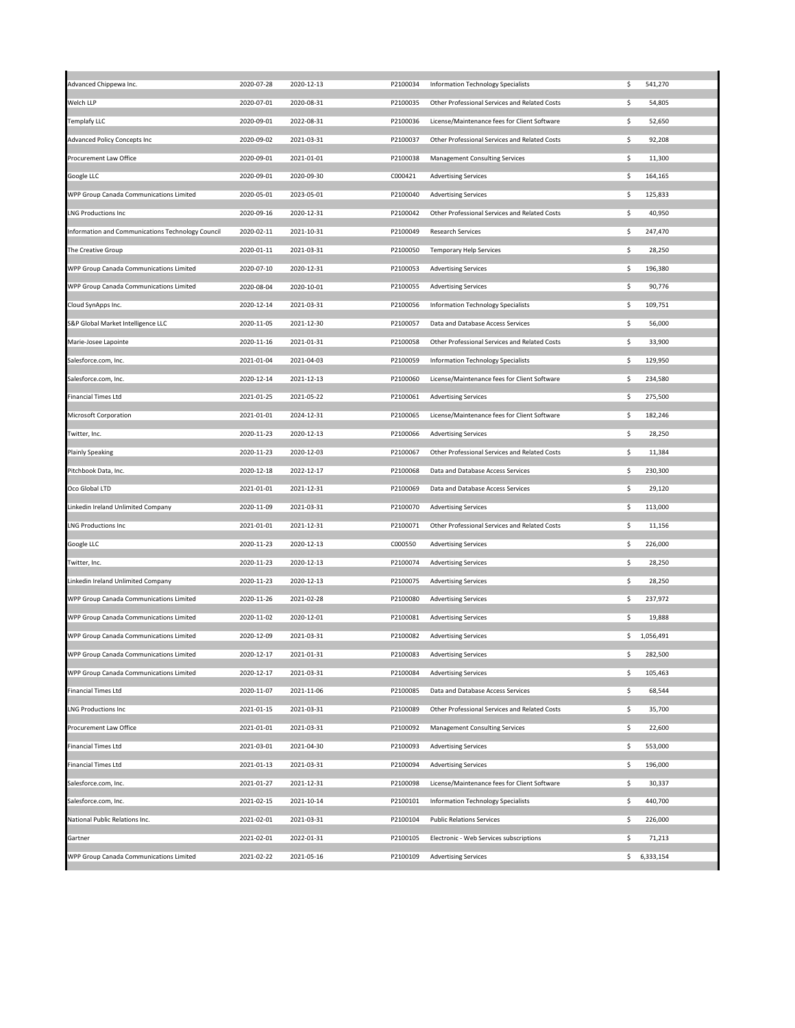| | | | | | |
|---|---|---|---|---|---|
| Advanced Chippewa Inc. | 2020-07-28 | 2020-12-13 | P2100034 | Information Technology Specialists | $ 541,270 |
| Welch LLP | 2020-07-01 | 2020-08-31 | P2100035 | Other Professional Services and Related Costs | $ 54,805 |
| Templafy LLC | 2020-09-01 | 2022-08-31 | P2100036 | License/Maintenance fees for Client Software | $ 52,650 |
| Advanced Policy Concepts Inc | 2020-09-02 | 2021-03-31 | P2100037 | Other Professional Services and Related Costs | $ 92,208 |
| Procurement Law Office | 2020-09-01 | 2021-01-01 | P2100038 | Management Consulting Services | $ 11,300 |
| Google LLC | 2020-09-01 | 2020-09-30 | C000421 | Advertising Services | $ 164,165 |
| WPP Group Canada Communications Limited | 2020-05-01 | 2023-05-01 | P2100040 | Advertising Services | $ 125,833 |
| LNG Productions Inc | 2020-09-16 | 2020-12-31 | P2100042 | Other Professional Services and Related Costs | $ 40,950 |
| Information and Communications Technology Council | 2020-02-11 | 2021-10-31 | P2100049 | Research Services | $ 247,470 |
| The Creative Group | 2020-01-11 | 2021-03-31 | P2100050 | Temporary Help Services | $ 28,250 |
| WPP Group Canada Communications Limited | 2020-07-10 | 2020-12-31 | P2100053 | Advertising Services | $ 196,380 |
| WPP Group Canada Communications Limited | 2020-08-04 | 2020-10-01 | P2100055 | Advertising Services | $ 90,776 |
| Cloud SynApps Inc. | 2020-12-14 | 2021-03-31 | P2100056 | Information Technology Specialists | $ 109,751 |
| S&P Global Market Intelligence LLC | 2020-11-05 | 2021-12-30 | P2100057 | Data and Database Access Services | $ 56,000 |
| Marie-Josee Lapointe | 2020-11-16 | 2021-01-31 | P2100058 | Other Professional Services and Related Costs | $ 33,900 |
| Salesforce.com, Inc. | 2021-01-04 | 2021-04-03 | P2100059 | Information Technology Specialists | $ 129,950 |
| Salesforce.com, Inc. | 2020-12-14 | 2021-12-13 | P2100060 | License/Maintenance fees for Client Software | $ 234,580 |
| Financial Times Ltd | 2021-01-25 | 2021-05-22 | P2100061 | Advertising Services | $ 275,500 |
| Microsoft Corporation | 2021-01-01 | 2024-12-31 | P2100065 | License/Maintenance fees for Client Software | $ 182,246 |
| Twitter, Inc. | 2020-11-23 | 2020-12-13 | P2100066 | Advertising Services | $ 28,250 |
| Plainly Speaking | 2020-11-23 | 2020-12-03 | P2100067 | Other Professional Services and Related Costs | $ 11,384 |
| Pitchbook Data, Inc. | 2020-12-18 | 2022-12-17 | P2100068 | Data and Database Access Services | $ 230,300 |
| Oco Global LTD | 2021-01-01 | 2021-12-31 | P2100069 | Data and Database Access Services | $ 29,120 |
| Linkedin Ireland Unlimited Company | 2020-11-09 | 2021-03-31 | P2100070 | Advertising Services | $ 113,000 |
| LNG Productions Inc | 2021-01-01 | 2021-12-31 | P2100071 | Other Professional Services and Related Costs | $ 11,156 |
| Google LLC | 2020-11-23 | 2020-12-13 | C000550 | Advertising Services | $ 226,000 |
| Twitter, Inc. | 2020-11-23 | 2020-12-13 | P2100074 | Advertising Services | $ 28,250 |
| Linkedin Ireland Unlimited Company | 2020-11-23 | 2020-12-13 | P2100075 | Advertising Services | $ 28,250 |
| WPP Group Canada Communications Limited | 2020-11-26 | 2021-02-28 | P2100080 | Advertising Services | $ 237,972 |
| WPP Group Canada Communications Limited | 2020-11-02 | 2020-12-01 | P2100081 | Advertising Services | $ 19,888 |
| WPP Group Canada Communications Limited | 2020-12-09 | 2021-03-31 | P2100082 | Advertising Services | $ 1,056,491 |
| WPP Group Canada Communications Limited | 2020-12-17 | 2021-01-31 | P2100083 | Advertising Services | $ 282,500 |
| WPP Group Canada Communications Limited | 2020-12-17 | 2021-03-31 | P2100084 | Advertising Services | $ 105,463 |
| Financial Times Ltd | 2020-11-07 | 2021-11-06 | P2100085 | Data and Database Access Services | $ 68,544 |
| LNG Productions Inc | 2021-01-15 | 2021-03-31 | P2100089 | Other Professional Services and Related Costs | $ 35,700 |
| Procurement Law Office | 2021-01-01 | 2021-03-31 | P2100092 | Management Consulting Services | $ 22,600 |
| Financial Times Ltd | 2021-03-01 | 2021-04-30 | P2100093 | Advertising Services | $ 553,000 |
| Financial Times Ltd | 2021-01-13 | 2021-03-31 | P2100094 | Advertising Services | $ 196,000 |
| Salesforce.com, Inc. | 2021-01-27 | 2021-12-31 | P2100098 | License/Maintenance fees for Client Software | $ 30,337 |
| Salesforce.com, Inc. | 2021-02-15 | 2021-10-14 | P2100101 | Information Technology Specialists | $ 440,700 |
| National Public Relations Inc. | 2021-02-01 | 2021-03-31 | P2100104 | Public Relations Services | $ 226,000 |
| Gartner | 2021-02-01 | 2022-01-31 | P2100105 | Electronic - Web Services subscriptions | $ 71,213 |
| WPP Group Canada Communications Limited | 2021-02-22 | 2021-05-16 | P2100109 | Advertising Services | $ 6,333,154 |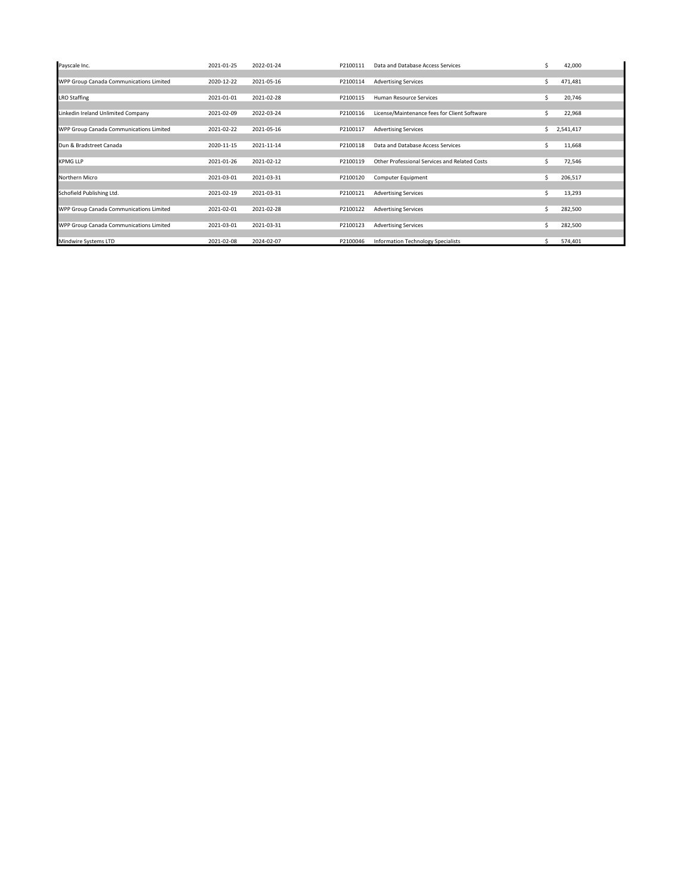| | | | | | |
|---|---|---|---|---|---|
| Payscale Inc. | 2021-01-25 | 2022-01-24 | P2100111 | Data and Database Access Services | $ 42,000 |
| WPP Group Canada Communications Limited | 2020-12-22 | 2021-05-16 | P2100114 | Advertising Services | $ 471,481 |
| LRO Staffing | 2021-01-01 | 2021-02-28 | P2100115 | Human Resource Services | $ 20,746 |
| Linkedin Ireland Unlimited Company | 2021-02-09 | 2022-03-24 | P2100116 | License/Maintenance fees for Client Software | $ 22,968 |
| WPP Group Canada Communications Limited | 2021-02-22 | 2021-05-16 | P2100117 | Advertising Services | $ 2,541,417 |
| Dun & Bradstreet Canada | 2020-11-15 | 2021-11-14 | P2100118 | Data and Database Access Services | $ 11,668 |
| KPMG LLP | 2021-01-26 | 2021-02-12 | P2100119 | Other Professional Services and Related Costs | $ 72,546 |
| Northern Micro | 2021-03-01 | 2021-03-31 | P2100120 | Computer Equipment | $ 206,517 |
| Schofield Publishing Ltd. | 2021-02-19 | 2021-03-31 | P2100121 | Advertising Services | $ 13,293 |
| WPP Group Canada Communications Limited | 2021-02-01 | 2021-02-28 | P2100122 | Advertising Services | $ 282,500 |
| WPP Group Canada Communications Limited | 2021-03-01 | 2021-03-31 | P2100123 | Advertising Services | $ 282,500 |
| Mindwire Systems LTD | 2021-02-08 | 2024-02-07 | P2100046 | Information Technology Specialists | $ 574,401 |